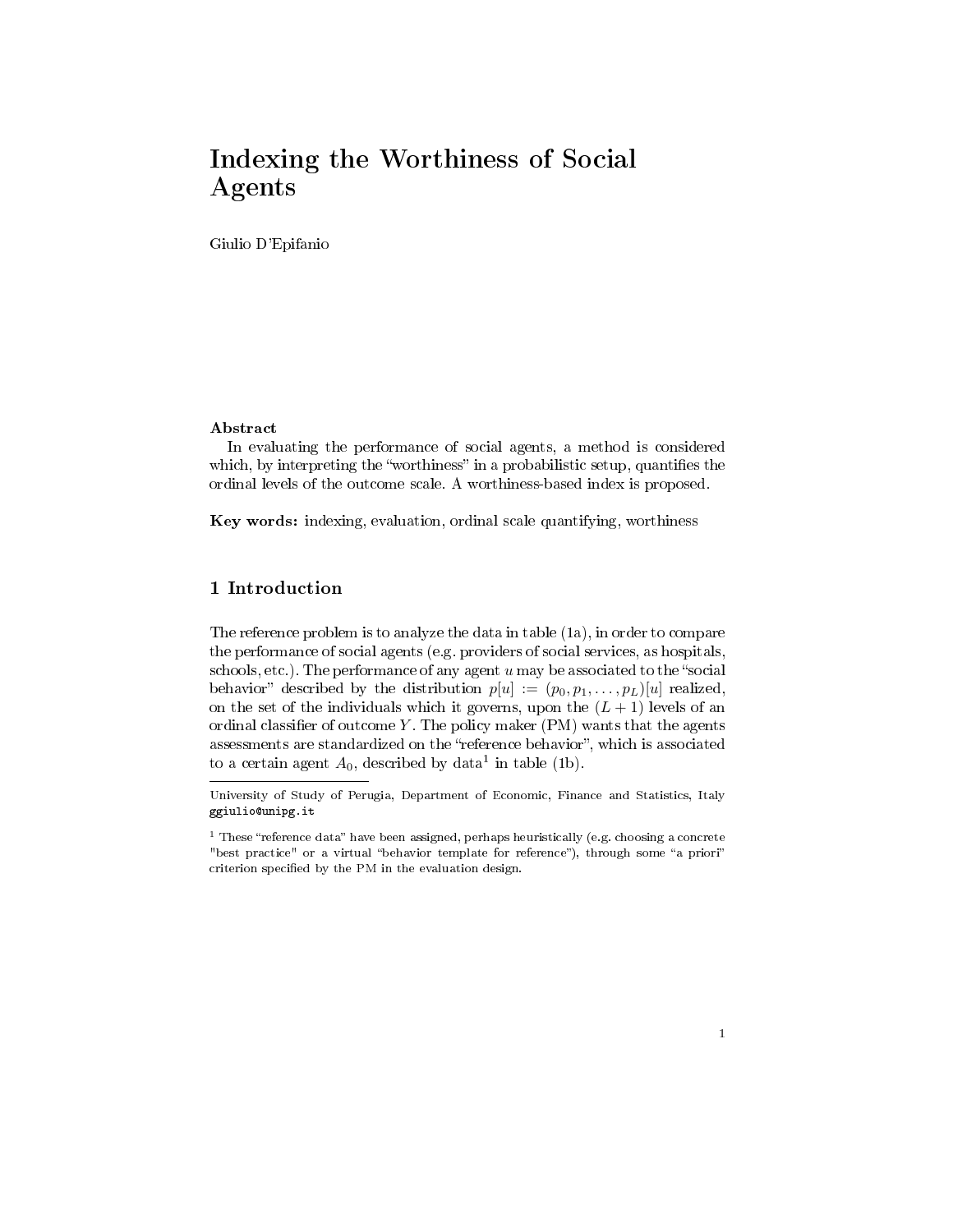# Indexing the Worthiness of Social Agents

Giulio D'Epifanio

**Abstract**

In evaluating the performance of social agents, a method is considered which, by interpreting the "worthiness" in a probabilistic setup, quantifies the ordinal levels of the outcome scale. A worthiness-based index is proposed.

**Key words:** indexing, evaluation, ordinal scale quantifying, worthiness

## 1 Introduction

The reference problem is to analyze the data in table (1a), in order to compare the performance of social agents (e.g. providers of social services, as hospitals, schools, etc.). The performance of any agent $u$ may be associated to the "social behavior" described by the distribution $p[u] := (p_0, p_1, \ldots, p_L)[u]$ realized, on the set of the individuals which it governs, upon the $(L+1)$ levels of an ordinal classifier of outcome $Y$. The policy maker (PM) wants that the agents assessments are standardized on the "reference behavior", which is associated to a certain agent $A_0$, described by data[1] in table (1b).

University of Study of Perugia, Department of Economic, Finance and Statistics, Italy `ggiulio@unipg.it`

[1] These "reference data" have been assigned, perhaps heuristically (e.g. choosing a concrete "best practice" or a virtual "behavior template for reference"), through some "a priori" criterion specified by the PM in the evaluation design.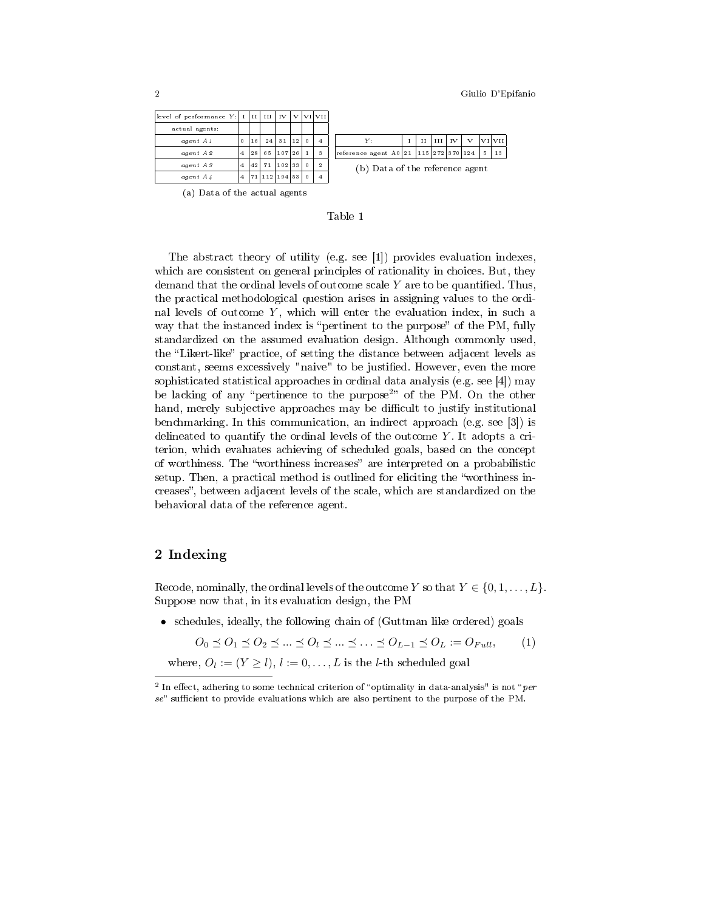| level of performance $Y$: | I | II | III | IV | V | VI | VII |
|---|---|---|---|---|---|---|---|
| actual agents: | | | | | | | |
| *agent A1* | 0 | 16 | 24 | 31 | 12 | 0 | 4 |
| *agent A2* | 4 | 28 | 65 | 107 | 26 | 1 | 3 |
| *agent A3* | 4 | 42 | 71 | 102 | 33 | 0 | 2 |
| *agent A4* | 4 | 71 | 112 | 194 | 53 | 0 | 4 |

(a) Data of the actual agents

| $Y$: | I | II | III | IV | V | VI | VII |
|---|---|---|---|---|---|---|---|
| reference agent A0 | 21 | 115 | 272 | 370 | 124 | 5 | 13 |

(b) Data of the reference agent

Table 1

The abstract theory of utility (e.g. see [1]) provides evaluation indexes, which are consistent on general principles of rationality in choices. But, they demand that the ordinal levels of outcome scale $Y$ are to be quantified. Thus, the practical methodological question arises in assigning values to the ordinal levels of outcome $Y$, which will enter the evaluation index, in such a way that the instanced index is "pertinent to the purpose" of the PM, fully standardized on the assumed evaluation design. Although commonly used, the "Likert-like" practice, of setting the distance between adjacent levels as constant, seems excessively "naive" to be justified. However, even the more sophisticated statistical approaches in ordinal data analysis (e.g. see [4]) may be lacking of any "pertinence to the purpose[2]" of the PM. On the other hand, merely subjective approaches may be difficult to justify institutional benchmarking. In this communication, an indirect approach (e.g. see [3]) is delineated to quantify the ordinal levels of the outcome $Y$. It adopts a criterion, which evaluates achieving of scheduled goals, based on the concept of worthiness. The "worthiness increases" are interpreted on a probabilistic setup. Then, a practical method is outlined for eliciting the "worthiness increases", between adjacent levels of the scale, which are standardized on the behavioral data of the reference agent.

## 2 Indexing

Recode, nominally, the ordinal levels of the outcome $Y$ so that $Y \in \{0, 1, \ldots, L\}$. Suppose now that, in its evaluation design, the PM

- schedules, ideally, the following chain of (Guttman like ordered) goals

$$O_0 \preceq O_1 \preceq O_2 \preceq \ldots \preceq O_l \preceq \ldots \preceq \ldots \preceq O_{L-1} \preceq O_L := O_{Full}, \qquad (1)$$

where, $O_l := (Y \geq l)$, $l := 0, \ldots, L$ is the $l$-th scheduled goal

---

[2] In effect, adhering to some technical criterion of "optimality in data-analysis" is not "*per se*" sufficient to provide evaluations which are also pertinent to the purpose of the PM.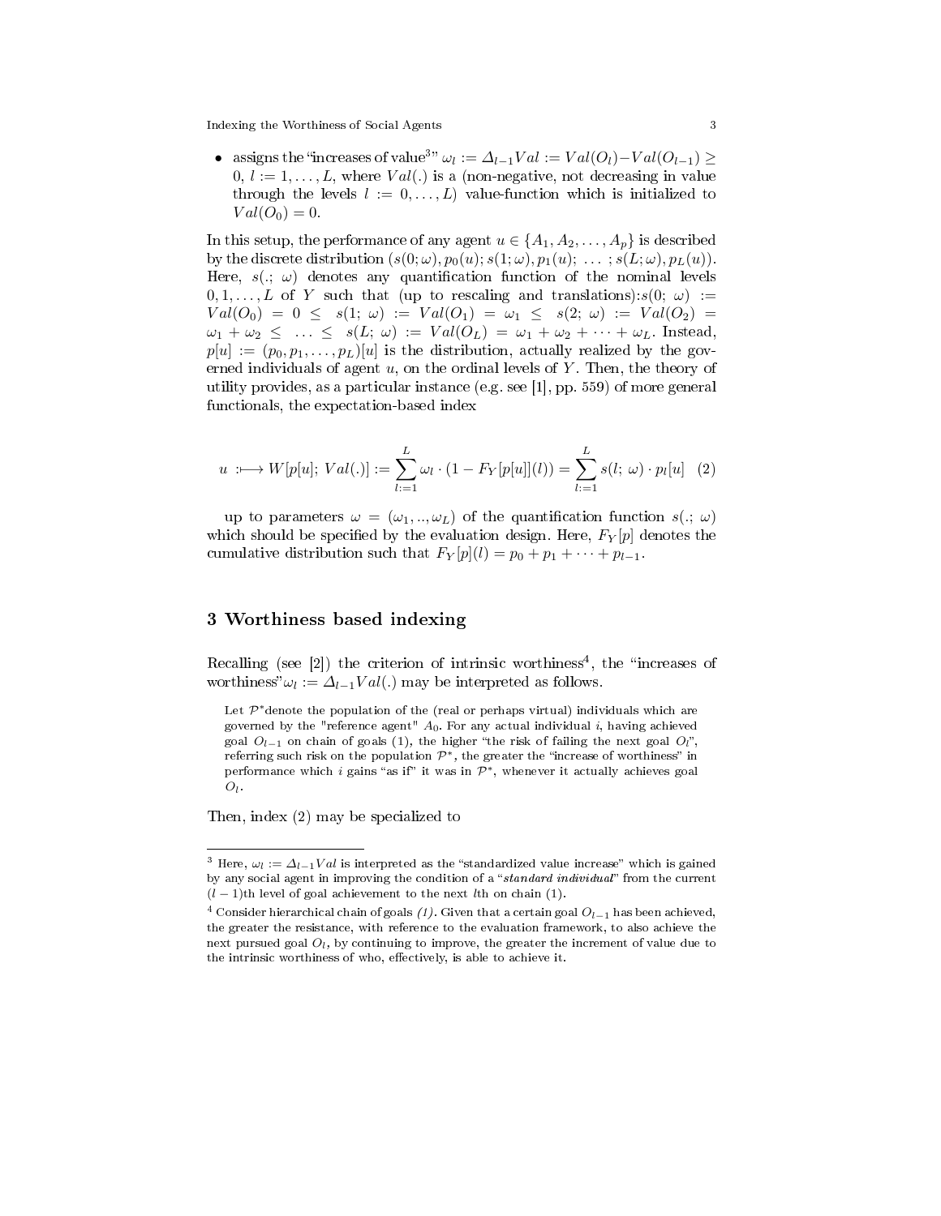- assigns the "increases of value[3]" $\omega_l := \Delta_{l-1}Val := Val(O_l) - Val(O_{l-1}) \geq 0$, $l := 1, \ldots, L$, where $Val(.)$ is a (non-negative, not decreasing in value through the levels $l := 0, \ldots, L$) value-function which is initialized to $Val(O_0) = 0$.

In this setup, the performance of any agent $u \in \{A_1, A_2, \ldots, A_p\}$ is described by the discrete distribution $(s(0;\omega), p_0(u); s(1;\omega), p_1(u); \ \ldots \ ; s(L;\omega), p_L(u))$. Here, $s(.;\ \omega)$ denotes any quantification function of the nominal levels $0, 1, \ldots, L$ of $Y$ such that (up to rescaling and translations): $s(0;\ \omega) := Val(O_0) = 0 \ \leq \ s(1;\ \omega) := Val(O_1) = \omega_1 \ \leq \ s(2;\ \omega) := Val(O_2) = \omega_1 + \omega_2 \ \leq \ \ldots \ \leq \ s(L;\ \omega) := Val(O_L) = \omega_1 + \omega_2 + \cdots + \omega_L$. Instead, $p[u] := (p_0, p_1, \ldots, p_L)[u]$ is the distribution, actually realized by the governed individuals of agent $u$, on the ordinal levels of $Y$. Then, the theory of utility provides, as a particular instance (e.g. see [1], pp. 559) of more general functionals, the expectation-based index

$$u \ :\longmapsto W[p[u];\ Val(.)] := \sum_{l:=1}^{L} \omega_l \cdot (1 - F_Y[p[u]](l)) = \sum_{l:=1}^{L} s(l;\ \omega) \cdot p_l[u] \quad (2)$$

up to parameters $\omega = (\omega_1, .., \omega_L)$ of the quantification function $s(.;\ \omega)$ which should be specified by the evaluation design. Here, $F_Y[p]$ denotes the cumulative distribution such that $F_Y[p](l) = p_0 + p_1 + \cdots + p_{l-1}$.

## 3 Worthiness based indexing

Recalling (see [2]) the criterion of intrinsic worthiness[4], the "increases of worthiness" $\omega_l := \Delta_{l-1}Val(.)$ may be interpreted as follows.

> Let $\mathcal{P}^*$ denote the population of the (real or perhaps virtual) individuals which are governed by the "reference agent" $A_0$. For any actual individual $i$, having achieved goal $O_{l-1}$ on chain of goals (1), the higher "the risk of failing the next goal $O_l$", referring such risk on the population $\mathcal{P}^*$, the greater the "increase of worthiness" in performance which $i$ gains "as if" it was in $\mathcal{P}^*$, whenever it actually achieves goal $O_l$.

Then, index (2) may be specialized to

---

[3] Here, $\omega_l := \Delta_{l-1}Val$ is interpreted as the "standardized value increase" which is gained by any social agent in improving the condition of a "*standard individual*" from the current $(l-1)$th level of goal achievement to the next $l$th on chain (1).

[4] Consider hierarchical chain of goals *(1)*. Given that a certain goal $O_{l-1}$ has been achieved, the greater the resistance, with reference to the evaluation framework, to also achieve the next pursued goal $O_l$, by continuing to improve, the greater the increment of value due to the intrinsic worthiness of who, effectively, is able to achieve it.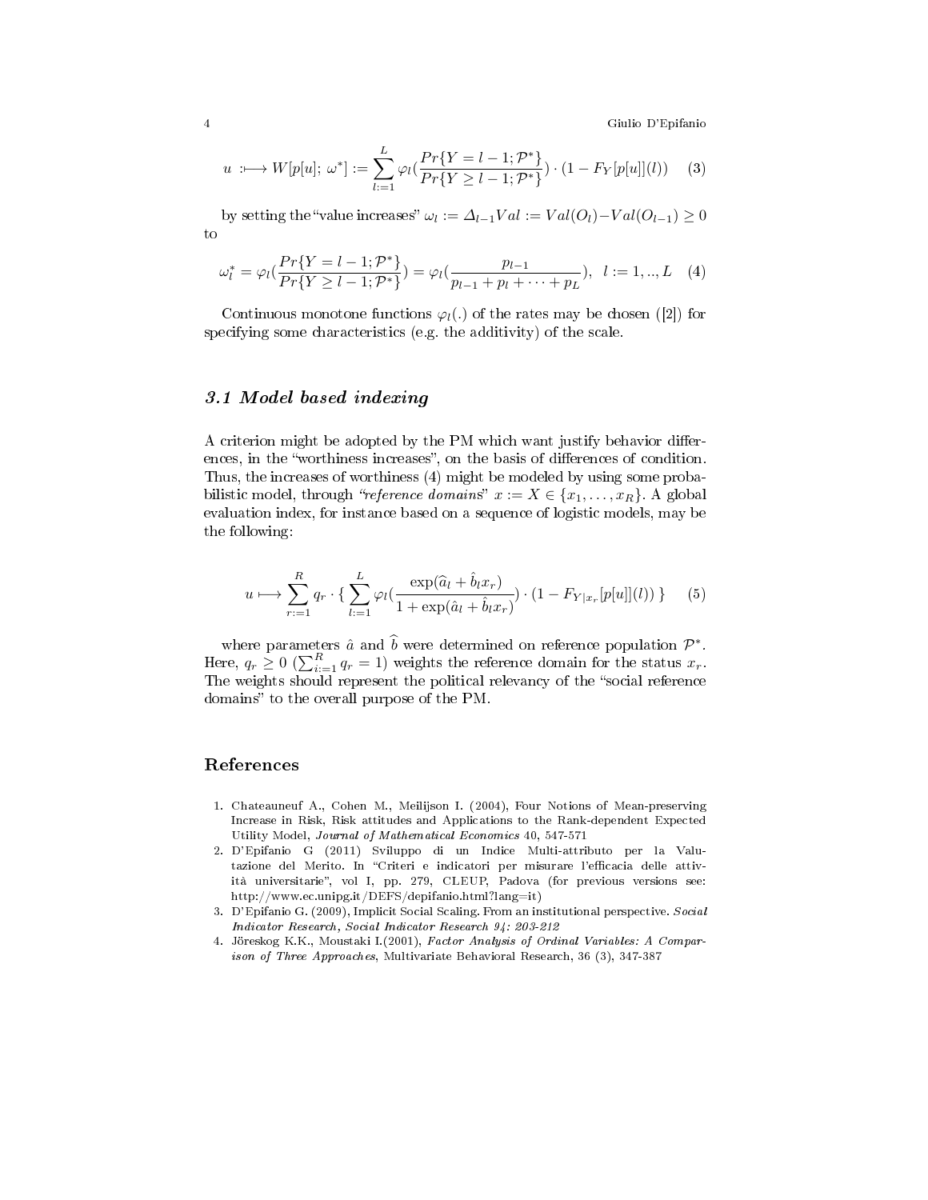$$u \;:\longmapsto W[p[u];\,\omega^*] := \sum_{l:=1}^{L} \varphi_l\left(\frac{Pr\{Y = l-1; \mathcal{P}^*\}}{Pr\{Y \geq l-1; \mathcal{P}^*\}}\right) \cdot (1 - F_Y[p[u]](l)) \quad (3)$$

by setting the "value increases" $\omega_l := \Delta_{l-1} Val := Val(O_l) - Val(O_{l-1}) \geq 0$ to

$$\omega_l^* = \varphi_l\left(\frac{Pr\{Y = l-1; \mathcal{P}^*\}}{Pr\{Y \geq l-1; \mathcal{P}^*\}}\right) = \varphi_l\left(\frac{p_{l-1}}{p_{l-1} + p_l + \cdots + p_L}\right), \;\; l := 1, .., L \quad (4)$$

Continuous monotone functions $\varphi_l(.)$ of the rates may be chosen ([2]) for specifying some characteristics (e.g. the additivity) of the scale.

### 3.1 Model based indexing

A criterion might be adopted by the PM which want justify behavior differences, in the "worthiness increases", on the basis of differences of condition. Thus, the increases of worthiness (4) might be modeled by using some probabilistic model, through "*reference domains*" $x := X \in \{x_1, \ldots, x_R\}$. A global evaluation index, for instance based on a sequence of logistic models, may be the following:

$$u \longmapsto \sum_{r:=1}^{R} q_r \cdot \{ \sum_{l:=1}^{L} \varphi_l\left(\frac{\exp(\widehat{a}_l + \hat{b}_l x_r)}{1 + \exp(\hat{a}_l + \hat{b}_l x_r)}\right) \cdot (1 - F_{Y|x_r}[p[u]](l)) \, \} \quad (5)$$

where parameters $\hat{a}$ and $\widehat{b}$ were determined on reference population $\mathcal{P}^*$. Here, $q_r \geq 0$ ($\sum_{i:=1}^{R} q_r = 1$) weights the reference domain for the status $x_r$. The weights should represent the political relevancy of the "social reference domains" to the overall purpose of the PM.

## References

1. Chateauneuf A., Cohen M., Meilijson I. (2004), Four Notions of Mean-preserving Increase in Risk, Risk attitudes and Applications to the Rank-dependent Expected Utility Model, *Journal of Mathematical Economics* 40, 547-571
2. D'Epifanio G (2011) Sviluppo di un Indice Multi-attributo per la Valutazione del Merito. In "Criteri e indicatori per misurare l'efficacia delle attività universitarie", vol I, pp. 279, CLEUP, Padova (for previous versions see: http://www.ec.unipg.it/DEFS/depifanio.html?lang=it)
3. D'Epifanio G. (2009), Implicit Social Scaling. From an institutional perspective. *Social Indicator Research, Social Indicator Research 94: 203-212*
4. Jöreskog K.K., Moustaki I.(2001), *Factor Analysis of Ordinal Variables: A Comparison of Three Approaches*, Multivariate Behavioral Research, 36 (3), 347-387